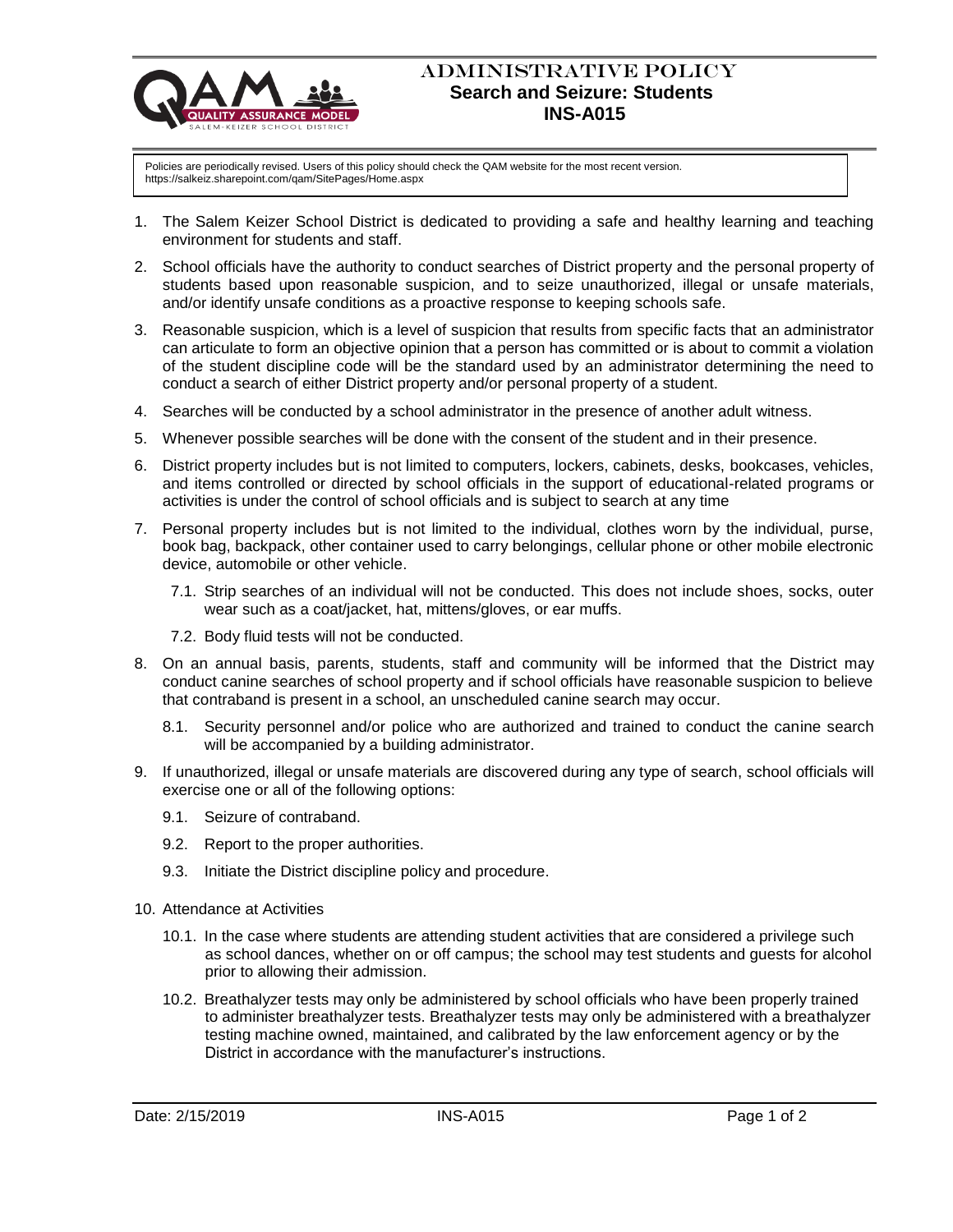# ADMINISTRATIVE POLICY
## Search and Seizure: Students
## INS-A015

Policies are periodically revised. Users of this policy should check the QAM website for the most recent version.
https://salkeiz.sharepoint.com/qam/SitePages/Home.aspx

1. The Salem Keizer School District is dedicated to providing a safe and healthy learning and teaching environment for students and staff.
2. School officials have the authority to conduct searches of District property and the personal property of students based upon reasonable suspicion, and to seize unauthorized, illegal or unsafe materials, and/or identify unsafe conditions as a proactive response to keeping schools safe.
3. Reasonable suspicion, which is a level of suspicion that results from specific facts that an administrator can articulate to form an objective opinion that a person has committed or is about to commit a violation of the student discipline code will be the standard used by an administrator determining the need to conduct a search of either District property and/or personal property of a student.
4. Searches will be conducted by a school administrator in the presence of another adult witness.
5. Whenever possible searches will be done with the consent of the student and in their presence.
6. District property includes but is not limited to computers, lockers, cabinets, desks, bookcases, vehicles, and items controlled or directed by school officials in the support of educational-related programs or activities is under the control of school officials and is subject to search at any time
7. Personal property includes but is not limited to the individual, clothes worn by the individual, purse, book bag, backpack, other container used to carry belongings, cellular phone or other mobile electronic device, automobile or other vehicle.
   - 7.1. Strip searches of an individual will not be conducted. This does not include shoes, socks, outer wear such as a coat/jacket, hat, mittens/gloves, or ear muffs.
   - 7.2. Body fluid tests will not be conducted.
8. On an annual basis, parents, students, staff and community will be informed that the District may conduct canine searches of school property and if school officials have reasonable suspicion to believe that contraband is present in a school, an unscheduled canine search may occur.
   - 8.1. Security personnel and/or police who are authorized and trained to conduct the canine search will be accompanied by a building administrator.
9. If unauthorized, illegal or unsafe materials are discovered during any type of search, school officials will exercise one or all of the following options:
   - 9.1. Seizure of contraband.
   - 9.2. Report to the proper authorities.
   - 9.3. Initiate the District discipline policy and procedure.
10. Attendance at Activities
    - 10.1. In the case where students are attending student activities that are considered a privilege such as school dances, whether on or off campus; the school may test students and guests for alcohol prior to allowing their admission.
    - 10.2. Breathalyzer tests may only be administered by school officials who have been properly trained to administer breathalyzer tests. Breathalyzer tests may only be administered with a breathalyzer testing machine owned, maintained, and calibrated by the law enforcement agency or by the District in accordance with the manufacturer's instructions.

Date: 2/15/2019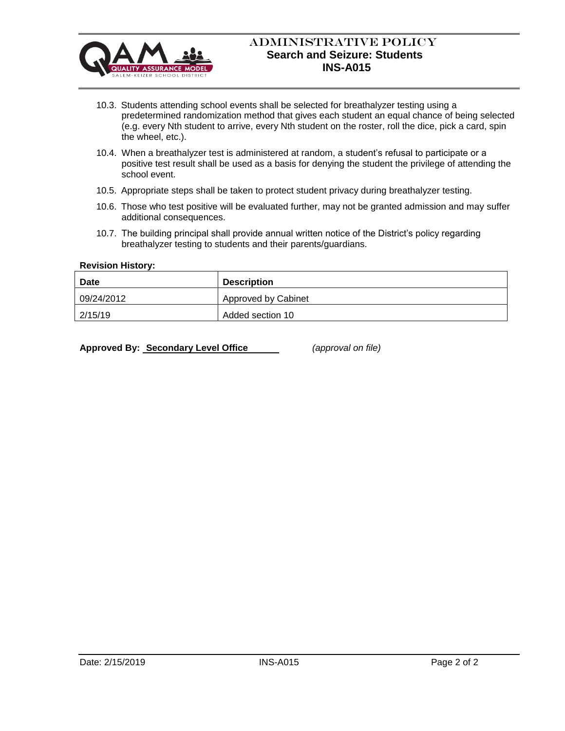10.3. Students attending school events shall be selected for breathalyzer testing using a predetermined randomization method that gives each student an equal chance of being selected (e.g. every Nth student to arrive, every Nth student on the roster, roll the dice, pick a card, spin the wheel, etc.).

10.4. When a breathalyzer test is administered at random, a student's refusal to participate or a positive test result shall be used as a basis for denying the student the privilege of attending the school event.

10.5. Appropriate steps shall be taken to protect student privacy during breathalyzer testing.

10.6. Those who test positive will be evaluated further, may not be granted admission and may suffer additional consequences.

10.7. The building principal shall provide annual written notice of the District's policy regarding breathalyzer testing to students and their parents/guardians.

**Revision History:**

| Date | Description |
|---|---|
| 09/24/2012 | Approved by Cabinet |
| 2/15/19 | Added section 10 |

**Approved By:** **Secondary Level Office** *(approval on file)*